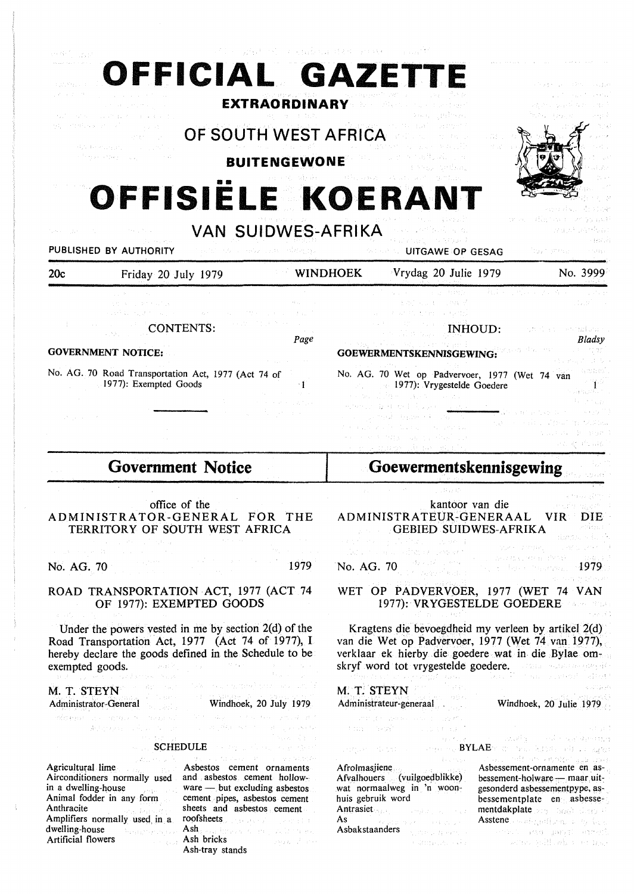# OFFICIAL GAZETTE

**EXTRAORDINARY**

## OF SOUTH WEST AFRICA

**BUITENGEWONE**

# OFFISIËLE KOERANT

## VAN SUIDWES-AFRIKA

PUBLISHED BY AUTHORITY — UITGAWE OP GESAG

| 20c | Friday 20 July 1979 | WINDHOEK | Vrydag 20 Julie 1979 | No. 3999 |
|---|---|---|---|---|

CONTENTS: *Page*

**GOVERNMENT NOTICE:**

No. AG. 70 Road Transportation Act, 1977 (Act 74 of 1977): Exempted Goods — 1

INHOUD: *Bladsy*

**GOEWERMENTSKENNISGEWING:**

No. AG. 70 Wet op Padvervoer, 1977 (Wet 74 van 1977): Vrygestelde Goedere — 1

## Government Notice

office of the
ADMINISTRATOR-GENERAL FOR THE TERRITORY OF SOUTH WEST AFRICA

No. AG. 70 1979

### ROAD TRANSPORTATION ACT, 1977 (ACT 74 OF 1977): EXEMPTED GOODS

Under the powers vested in me by section 2(d) of the Road Transportation Act, 1977 (Act 74 of 1977), I hereby declare the goods defined in the Schedule to be exempted goods.

M. T. STEYN
Administrator-General

Windhoek, 20 July 1979

SCHEDULE

Agricultural lime
Airconditioners normally used in a dwelling-house
Animal fodder in any form
Anthracite
Amplifiers normally used in a dwelling-house
Artificial flowers
Asbestos cement ornaments and asbestos cement hollow-ware — but excluding asbestos cement pipes, asbestos cement sheets and asbestos cement roofsheets
Ash
Ash bricks
Ash-tray stands

## Goewermentskennisgewing

kantoor van die
ADMINISTRATEUR-GENERAAL VIR DIE GEBIED SUIDWES-AFRIKA

No. AG. 70 1979

### WET OP PADVERVOER, 1977 (WET 74 VAN 1977): VRYGESTELDE GOEDERE

Kragtens die bevoegdheid my verleen by artikel 2(d) van die Wet op Padvervoer, 1977 (Wet 74 van 1977), verklaar ek hierby die goedere wat in die Bylae omskryf word tot vrygestelde goedere.

M. T. STEYN
Administrateur-generaal

Windhoek, 20 Julie 1979

BYLAE

Afrolmasjiene
Afvalhouers (vuilgoedblikke) wat normaalweg in 'n woonhuis gebruik word
Antrasiet
As
Asbakstaanders
Asbessement-ornamente en asbessement-holware — maar uitgesonderd asbessementpype, asbessementplate en asbessementdakplate
Asstene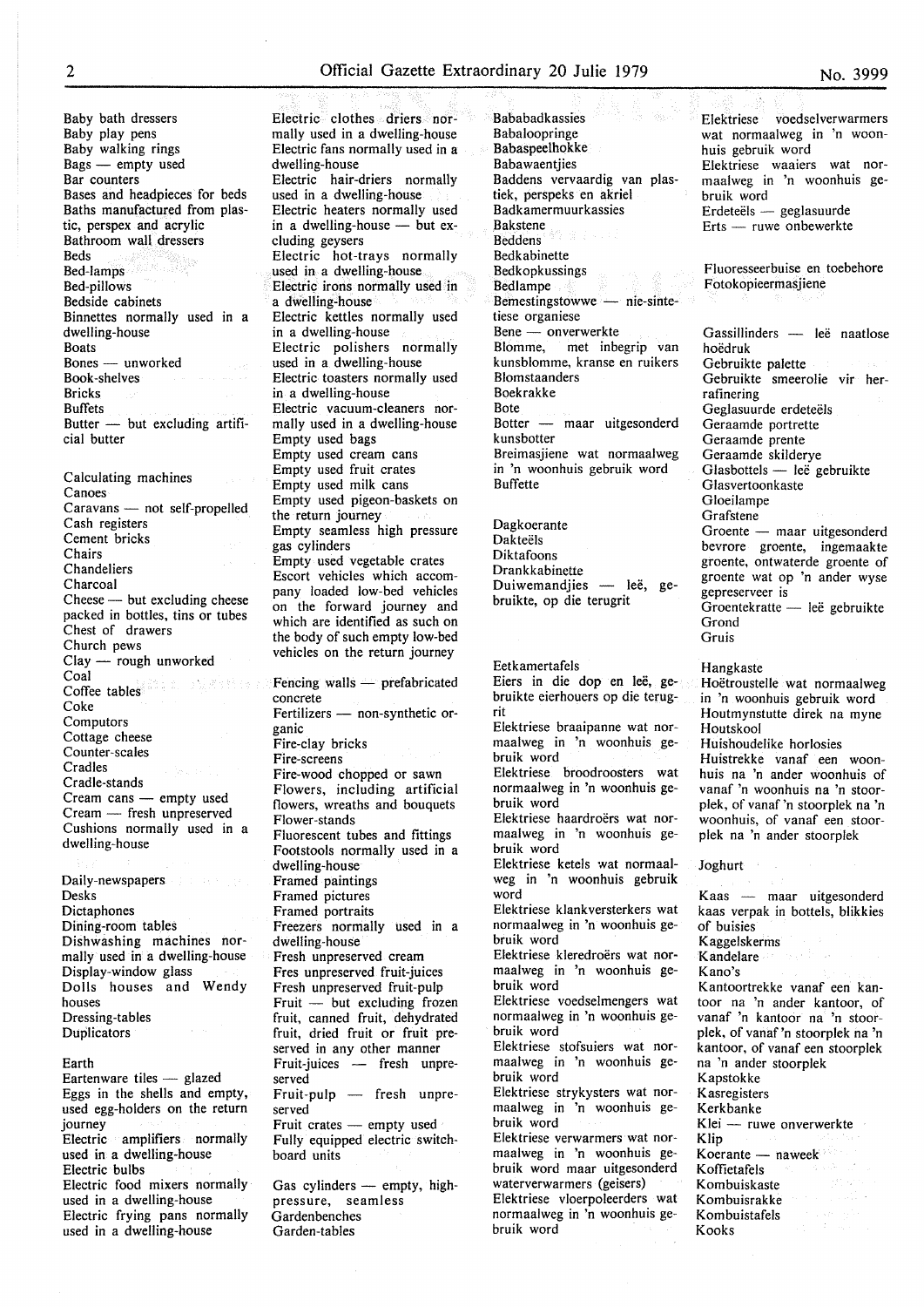Baby bath dressers
Baby play pens
Baby walking rings
Bags — empty used
Bar counters
Bases and headpieces for beds
Baths manufactured from plastic, perspex and acrylic
Bathroom wall dressers
Beds
Bed-lamps
Bed-pillows
Bedside cabinets
Binnettes normally used in a dwelling-house
Boats
Bones — unworked
Book-shelves
Bricks
Buffets
Butter — but excluding artificial butter

Calculating machines
Canoes
Caravans — not self-propelled
Cash registers
Cement bricks
Chairs
Chandeliers
Charcoal
Cheese — but excluding cheese packed in bottles, tins or tubes
Chest of drawers
Church pews
Clay — rough unworked
Coal
Coffee tables
Coke
Computors
Cottage cheese
Counter-scales
Cradles
Cradle-stands
Cream cans — empty used
Cream — fresh unpreserved
Cushions normally used in a dwelling-house

Daily-newspapers
Desks
Dictaphones
Dining-room tables
Dishwashing machines normally used in a dwelling-house
Display-window glass
Dolls houses and Wendy houses
Dressing-tables
Duplicators

Earth
Eartenware tiles — glazed
Eggs in the shells and empty, used egg-holders on the return journey
Electric amplifiers normally used in a dwelling-house
Electric bulbs
Electric food mixers normally used in a dwelling-house
Electric frying pans normally used in a dwelling-house
Electric clothes driers normally used in a dwelling-house
Electric fans normally used in a dwelling-house
Electric hair-driers normally used in a dwelling-house
Electric heaters normally used in a dwelling-house — but excluding geysers
Electric hot-trays normally used in a dwelling-house
Electric irons normally used in a dwelling-house
Electric kettles normally used in a dwelling-house
Electric polishers normally used in a dwelling-house
Electric toasters normally used in a dwelling-house
Electric vacuum-cleaners normally used in a dwelling-house
Empty used bags
Empty used cream cans
Empty used fruit crates
Empty used milk cans
Empty used pigeon-baskets on the return journey
Empty seamless high pressure gas cylinders
Empty used vegetable crates
Escort vehicles which accompany loaded low-bed vehicles on the forward journey and which are identified as such on the body of such empty low-bed vehicles on the return journey

Fencing walls — prefabricated concrete
Fertilizers — non-synthetic organic
Fire-clay bricks
Fire-screens
Fire-wood chopped or sawn
Flowers, including artificial flowers, wreaths and bouquets
Flower-stands
Fluorescent tubes and fittings
Footstools normally used in a dwelling-house
Framed paintings
Framed pictures
Framed portraits
Freezers normally used in a dwelling-house
Fresh unpreserved cream
Fres unpreserved fruit-juices
Fresh unpreserved fruit-pulp
Fruit — but excluding frozen fruit, canned fruit, dehydrated fruit, dried fruit or fruit preserved in any other manner
Fruit-juices — fresh unpreserved
Fruit-pulp — fresh unpreserved
Fruit crates — empty used
Fully equipped electric switchboard units

Gas cylinders — empty, high-pressure, seamless
Gardenbenches
Garden-tables

Bababadkassies
Babaloopringe
Babaspeelhokke
Babawaentjies
Baddens vervaardig van plastiek, perspeks en akriel
Badkamermuurkassies
Bakstene
Beddens
Bedkabinette
Bedkopkussings
Bedlampe
Bemestingstowwe — nie-sintetiese organiese
Bene — onverwerkte
Blomme, met inbegrip van kunsblomme, kranse en ruikers
Blomstaanders
Boekrakke
Bote
Botter — maar uitgesonderd kunsbotter
Breimasjiene wat normaalweg in 'n woonhuis gebruik word
Buffette

Dagkoerante
Dakteëls
Diktafoons
Drankkabinette
Duiwemandjies — leë, gebruikte, op die terugrit

Eetkamertafels
Eiers in die dop en leë, gebruikte eierhouers op die terugrit
Elektriese braaipanne wat normaalweg in 'n woonhuis gebruik word
Elektriese broodroosters wat normaalweg in 'n woonhuis gebruik word
Elektriese haardroërs wat normaalweg in 'n woonhuis gebruik word
Elektriese ketels wat normaalweg in 'n woonhuis gebruik word
Elektriese klankversterkers wat normaalweg in 'n woonhuis gebruik word
Elektriese kleredroërs wat normaalweg in 'n woonhuis gebruik word
Elektriese voedselmengers wat normaalweg in 'n woonhuis gebruik word
Elektriese stofsuiers wat normaalweg in 'n woonhuis gebruik word
Elektriese strykysters wat normaalweg in 'n woonhuis gebruik word
Elektriese verwarmers wat normaalweg in 'n woonhuis gebruik word maar uitgesonderd waterverwarmers (geisers)
Elektriese vloerpoleerders wat normaalweg in 'n woonhuis gebruik word
Elektriese voedselverwarmers wat normaalweg in 'n woonhuis gebruik word
Elektriese waaiers wat normaalweg in 'n woonhuis gebruik word
Erdeteëls — geglasuurde
Erts — ruwe onbewerkte

Fluoresseerbuise en toebehore
Fotokopieermasjiene

Gassillinders — leë naatlose hoëdruk
Gebruikte palette
Gebruikte smeerolie vir herrafinering
Geglasuurde erdeteëls
Geraamde portrette
Geraamde prente
Geraamde skilderye
Glasbottels — leë gebruikte
Glasvertoonkaste
Gloeilampe
Grafstene
Groente — maar uitgesonderd bevrore groente, ingemaakte groente, ontwaterde groente of groente wat op 'n ander wyse gepreserveer is
Groentekratte — leë gebruikte
Grond
Gruis

Hangkaste
Hoëtroustelle wat normaalweg in 'n woonhuis gebruik word
Houtmynstutte direk na myne
Houtskool
Huishoudelike horlosies
Huistrekke vanaf een woonhuis na 'n ander woonhuis of vanaf 'n woonhuis na 'n stoorplek, of vanaf 'n stoorplek na 'n woonhuis, of vanaf een stoorplek na 'n ander stoorplek

Joghurt

Kaas — maar uitgesonderd kaas verpak in bottels, blikkies of buisies
Kaggelskerms
Kandelare
Kano's
Kantoortrekke vanaf een kantoor na 'n ander kantoor, of vanaf 'n kantoor na 'n stoorplek, of vanaf 'n stoorplek na 'n kantoor, of vanaf een stoorplek na 'n ander stoorplek
Kapstokke
Kasregisters
Kerkbanke
Klei — ruwe onverwerkte
Klip
Koerante — naweek
Koffietafels
Kombuiskaste
Kombuisrakke
Kombuistafels
Kooks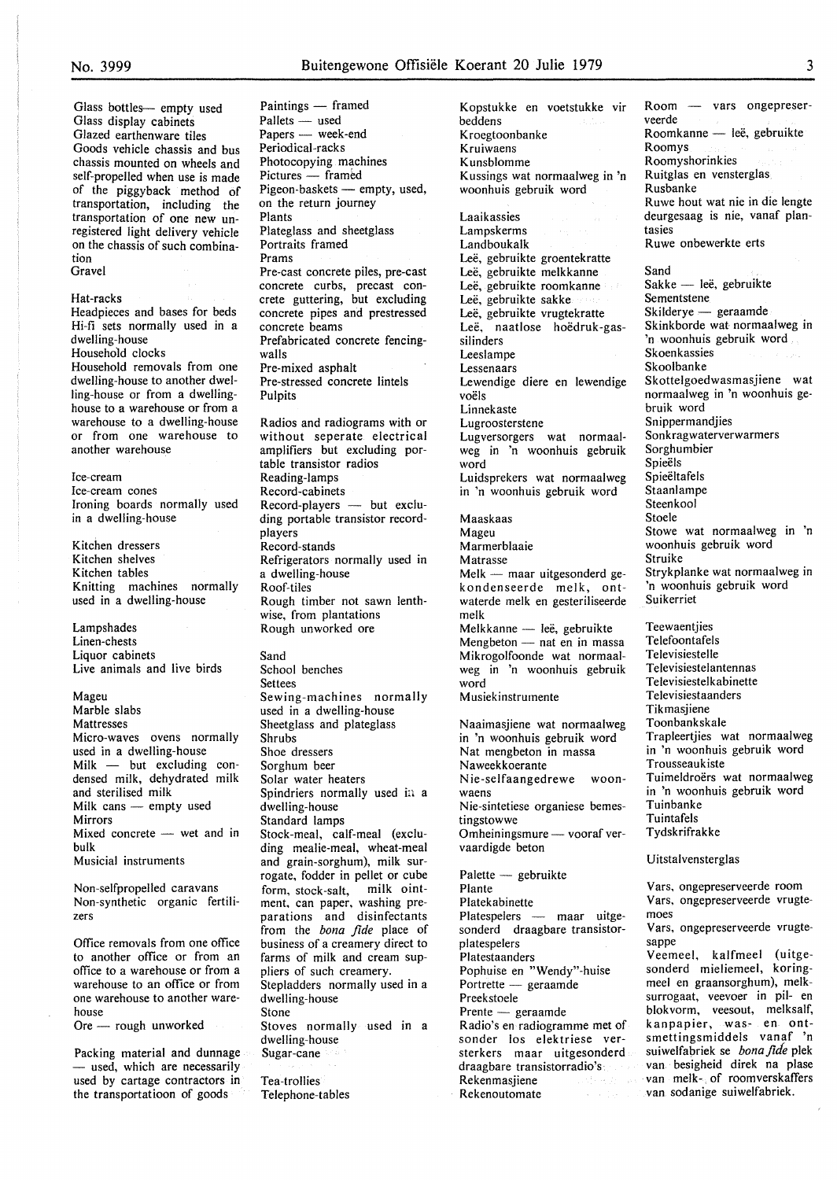Glass bottles— empty used
Glass display cabinets
Glazed earthenware tiles
Goods vehicle chassis and bus chassis mounted on wheels and self-propelled when use is made of the piggyback method of transportation, including the transportation of one new unregistered light delivery vehicle on the chassis of such combination
Gravel

Hat-racks
Headpieces and bases for beds
Hi-fi sets normally used in a dwelling-house
Household clocks
Household removals from one dwelling-house to another dwelling-house or from a dwelling-house to a warehouse or from a warehouse to a dwelling-house or from one warehouse to another warehouse

Ice-cream
Ice-cream cones
Ironing boards normally used in a dwelling-house

Kitchen dressers
Kitchen shelves
Kitchen tables
Knitting machines normally used in a dwelling-house

Lampshades
Linen-chests
Liquor cabinets
Live animals and live birds

Mageu
Marble slabs
Mattresses
Micro-waves ovens normally used in a dwelling-house
Milk — but excluding condensed milk, dehydrated milk and sterilised milk
Milk cans — empty used
Mirrors
Mixed concrete — wet and in bulk
Musical instruments

Non-selfpropelled caravans
Non-synthetic organic fertilizers

Office removals from one office to another office or from an office to a warehouse or from a warehouse to an office or from one warehouse to another warehouse
Ore — rough unworked

Packing material and dunnage — used, which are necessarily used by cartage contractors in the transportatioon of goods
Paintings — framed
Pallets — used
Papers — week-end
Periodical-racks
Photocopying machines
Pictures — framed
Pigeon-baskets — empty, used, on the return journey
Plants
Plateglass and sheetglass
Portraits framed
Prams
Pre-cast concrete piles, pre-cast concrete curbs, precast concrete guttering, but excluding concrete pipes and prestressed concrete beams
Prefabricated concrete fencing-walls
Pre-mixed asphalt
Pre-stressed concrete lintels
Pulpits

Radios and radiograms with or without seperate electrical amplifiers but excluding portable transistor radios
Reading-lamps
Record-cabinets
Record-players — but excluding portable transistor record-players
Record-stands
Refrigerators normally used in a dwelling-house
Roof-tiles
Rough timber not sawn lenthwise, from plantations
Rough unworked ore

Sand
School benches
Settees
Sewing-machines normally used in a dwelling-house
Sheetglass and plateglass
Shrubs
Shoe dressers
Sorghum beer
Solar water heaters
Spindriers normally used in a dwelling-house
Standard lamps
Stock-meal, calf-meal (excluding mealie-meal, wheat-meal and grain-sorghum), milk surrogate, fodder in pellet or cube form, stock-salt, milk ointment, can paper, washing preparations and disinfectants from the *bona fide* place of business of a creamery direct to farms of milk and cream suppliers of such creamery.
Stepladders normally used in a dwelling-house
Stone
Stoves normally used in a dwelling-house
Sugar-cane

Tea-trollies
Telephone-tables

Kopstukke en voetstukke vir beddens
Kroegtoonbanke
Kruiwaens
Kunsblomme
Kussings wat normaalweg in 'n woonhuis gebruik word

Laaikassies
Lampskerms
Landboukalk
Leë, gebruikte groentekratte
Leë, gebruikte melkkanne
Leë, gebruikte roomkanne
Leë, gebruikte sakke
Leë, gebruikte vrugtekratte
Leë, naatlose hoëdruk-gassilinders
Leeslampe
Lessenaars
Lewendige diere en lewendige voëls
Linnekaste
Lugroosterstene
Lugversorgers wat normaalweg in 'n woonhuis gebruik word
Luidsprekers wat normaalweg in 'n woonhuis gebruik word

Maaskaas
Mageu
Marmerblaaie
Matrasse
Melk — maar uitgesonderd gekondenseerde melk, ontwaterde melk en gesteriliseerde melk
Melkkanne — leë, gebruikte
Mengbeton — nat en in massa
Mikrogolfoonde wat normaalweg in 'n woonhuis gebruik word
Musiekinstrumente

Naaimasjiene wat normaalweg in 'n woonhuis gebruik word
Nat mengbeton in massa
Naweekkoerante
Nie-selfaangedrewe woonwaens
Nie-sintetiese organiese bemestingstowwe
Omheiningsmure — vooraf vervaardigde beton

Palette — gebruikte
Plante
Platekabinette
Platespelers — maar uitgesonderd draagbare transistor-platespelers
Platestaanders
Pophuise en "Wendy"-huise
Portrette — geraamde
Preekstoele
Prente — geraamde
Radio's en radiogramme met of sonder los elektriese versterkers maar uitgesonderd draagbare transistorradio's
Rekenmasjiene
Rekenoutomate

Room — vars ongepreserveerde
Roomkanne — leë, gebruikte
Roomys
Roomyshorinkies
Ruitglas en vensterglas
Rusbanke
Ruwe hout wat nie in die lengte deurgesaag is nie, vanaf plantasies
Ruwe onbewerkte erts

Sand
Sakke — leë, gebruikte
Sementstene
Skilderye — geraamde
Skinkborde wat normaalweg in 'n woonhuis gebruik word
Skoenkassies
Skoolbanke
Skottelgoedwasmasjiene wat normaalweg in 'n woonhuis gebruik word
Snippermandjies
Sonkragwaterverwarmers
Sorghumbier
Spieëls
Spieëltafels
Staanlampe
Steenkool
Stoele
Stowe wat normaalweg in 'n woonhuis gebruik word
Struike
Strykplanke wat normaalweg in 'n woonhuis gebruik word
Suikerriet

Teewaentjies
Telefoontafels
Televisiestelle
Televisiestelantennas
Televisiestelkabinette
Televisiestaanders
Tikmasjiene
Toonbankskale
Trapleertjies wat normaalweg in 'n woonhuis gebruik word
Trousseaukiste
Tuimeldroërs wat normaalweg in 'n woonhuis gebruik word
Tuinbanke
Tuintafels
Tydskrifrakke

Uitstalvensterglas

Vars, ongepreserveerde room
Vars, ongepreserveerde vrugtemoes
Vars, ongepreserveerde vrugtesappe
Veemeel, kalfmeel (uitgesonderd mieliemeel, koringmeel en graansorghum), melksurrogaat, veevoer in pil- en blokvorm, veesout, melksalf, kanpapier, was- en ontsmettingsmiddels vanaf 'n suiwelfabriek se *bona fide* plek van besigheid direk na plase van melk- of roomverskaffers van sodanige suiwelfabriek.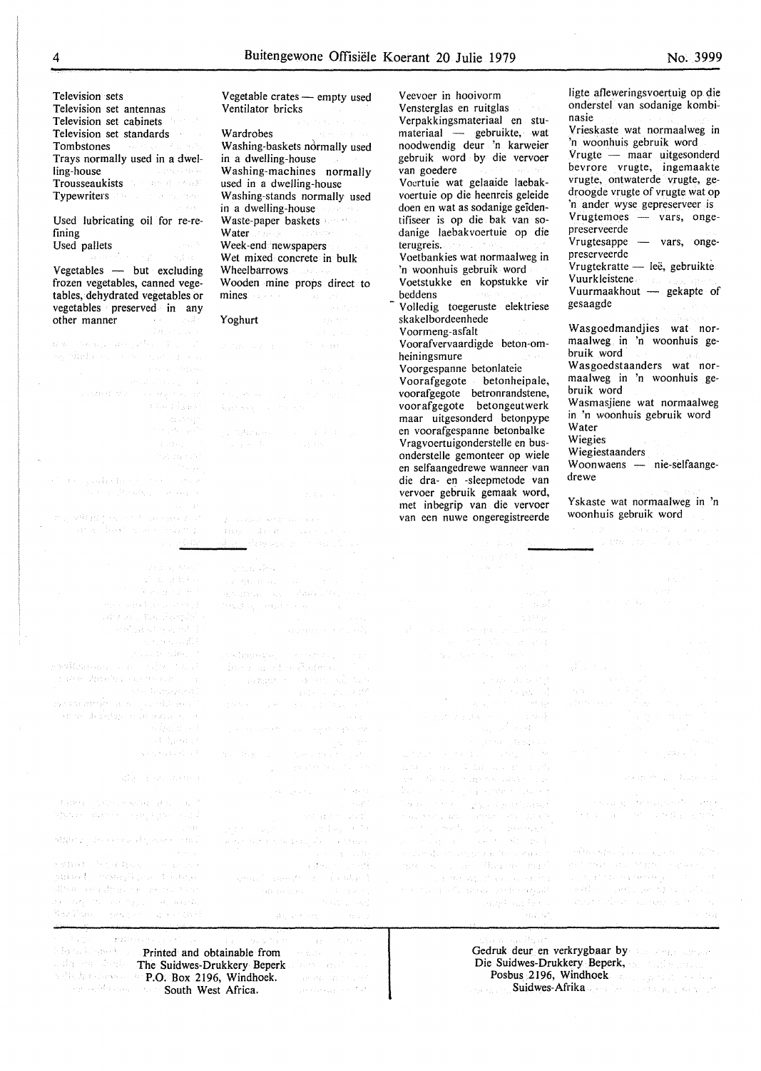Television sets
Television set antennas
Television set cabinets
Television set standards
Tombstones
Trays normally used in a dwelling-house
Trousseaukists
Typewriters

Used lubricating oil for re-refining
Used pallets

Vegetables — but excluding frozen vegetables, canned vegetables, dehydrated vegetables or vegetables preserved in any other manner

Vegetable crates — empty used
Ventilator bricks

Wardrobes
Washing-baskets normally used in a dwelling-house
Washing-machines normally used in a dwelling-house
Washing-stands normally used in a dwelling-house
Waste-paper baskets
Water
Week-end newspapers
Wet mixed concrete in bulk
Wheelbarrows
Wooden mine props direct to mines

Yoghurt

---

Veevoer in hooivorm
Vensterglas en ruitglas
Verpakkingsmateriaal en stumateriaal — gebruikte, wat noodwendig deur 'n karweier gebruik word by die vervoer van goedere
Voertuie wat gelaaide laebakvoertuie op die heenreis geleide doen en wat as sodanige geïdentifiseer is op die bak van sodanige laebakvoertuie op die terugreis.
Voetbankies wat normaalweg in 'n woonhuis gebruik word
Voetstukke en kopstukke vir beddens
Volledig toegeruste elektriese skakelbordeenhede
Voormeng-asfalt
Voorafvervaardigde beton-omheiningsmure
Voorgespanne betonlateie
Voorafgegote betonheipale, voorafgegote betonrandstene, voorafgegote betongeutwerk maar uitgesonderd betonpype en voorafgespanne betonbalke
Vragvoertuigonderstelle en busonderstelle gemonteer op wiele en selfaangedrewe wanneer van die dra- en -sleepmetode van vervoer gebruik gemaak word, met inbegrip van die vervoer van een nuwe ongeregistreerde ligte afleweringsvoertuig op die onderstel van sodanige kombinasie
Vrieskaste wat normaalweg in 'n woonhuis gebruik word
Vrugte — maar uitgesonderd bevrore vrugte, ingemaakte vrugte, ontwaterde vrugte, gedroogde vrugte of vrugte wat op 'n ander wyse gepreserveer is
Vrugtemoes — vars, ongepreserveerde
Vrugtesappe — vars, ongepreserveerde
Vrugtekratte — leë, gebruikte
Vuurkleistene
Vuurmaakhout — gekapte of gesaagde

Wasgoedmandjies wat normaalweg in 'n woonhuis gebruik word
Wasgoedstaanders wat normaalweg in 'n woonhuis gebruik word
Wasmasjiene wat normaalweg in 'n woonhuis gebruik word
Water
Wiegies
Wiegiestaanders
Woonwaens — nie-selfaangedrewe

Yskaste wat normaalweg in 'n woonhuis gebruik word

---

Printed and obtainable from
The Suidwes-Drukkery Beperk
P.O. Box 2196, Windhoek.
South West Africa.

Gedruk deur en verkrygbaar by
Die Suidwes-Drukkery Beperk,
Posbus 2196, Windhoek
Suidwes-Afrika